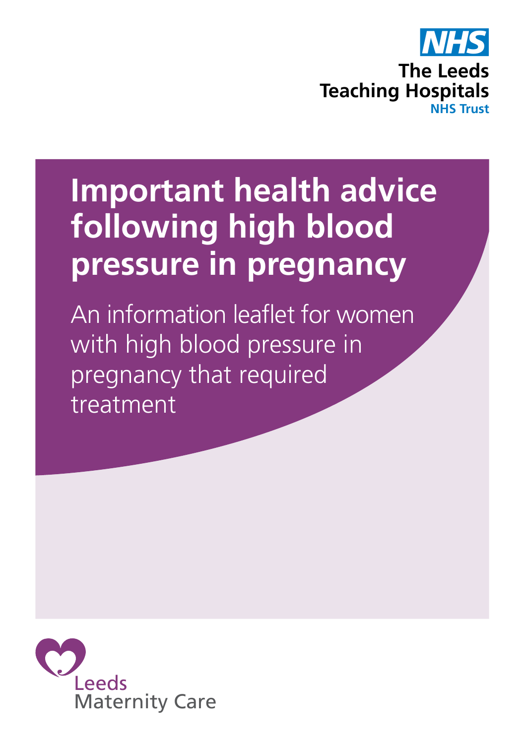NHS

The Leeds Teaching Hospitals
NHS Trust

# Important health advice following high blood pressure in pregnancy

An information leaflet for women with high blood pressure in pregnancy that required treatment

Leeds Maternity Care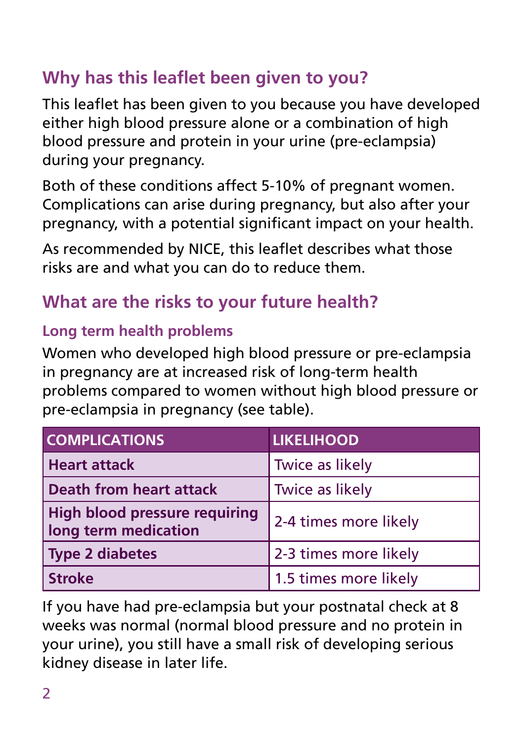## Why has this leaflet been given to you?

This leaflet has been given to you because you have developed either high blood pressure alone or a combination of high blood pressure and protein in your urine (pre-eclampsia) during your pregnancy.

Both of these conditions affect 5-10% of pregnant women. Complications can arise during pregnancy, but also after your pregnancy, with a potential significant impact on your health.

As recommended by NICE, this leaflet describes what those risks are and what you can do to reduce them.

## What are the risks to your future health?

### Long term health problems

Women who developed high blood pressure or pre-eclampsia in pregnancy are at increased risk of long-term health problems compared to women without high blood pressure or pre-eclampsia in pregnancy (see table).

| COMPLICATIONS | LIKELIHOOD |
| --- | --- |
| **Heart attack** | Twice as likely |
| **Death from heart attack** | Twice as likely |
| **High blood pressure requiring long term medication** | 2-4 times more likely |
| **Type 2 diabetes** | 2-3 times more likely |
| **Stroke** | 1.5 times more likely |

If you have had pre-eclampsia but your postnatal check at 8 weeks was normal (normal blood pressure and no protein in your urine), you still have a small risk of developing serious kidney disease in later life.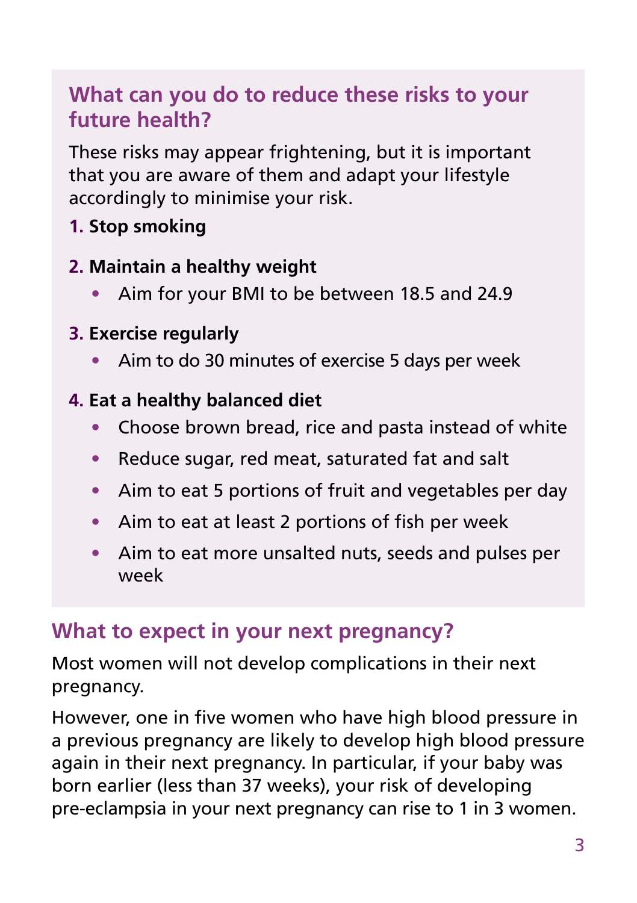## What can you do to reduce these risks to your future health?

These risks may appear frightening, but it is important that you are aware of them and adapt your lifestyle accordingly to minimise your risk.

1. **Stop smoking**
2. **Maintain a healthy weight**
   - Aim for your BMI to be between 18.5 and 24.9
3. **Exercise regularly**
   - Aim to do 30 minutes of exercise 5 days per week
4. **Eat a healthy balanced diet**
   - Choose brown bread, rice and pasta instead of white
   - Reduce sugar, red meat, saturated fat and salt
   - Aim to eat 5 portions of fruit and vegetables per day
   - Aim to eat at least 2 portions of fish per week
   - Aim to eat more unsalted nuts, seeds and pulses per week

## What to expect in your next pregnancy?

Most women will not develop complications in their next pregnancy.

However, one in five women who have high blood pressure in a previous pregnancy are likely to develop high blood pressure again in their next pregnancy. In particular, if your baby was born earlier (less than 37 weeks), your risk of developing pre-eclampsia in your next pregnancy can rise to 1 in 3 women.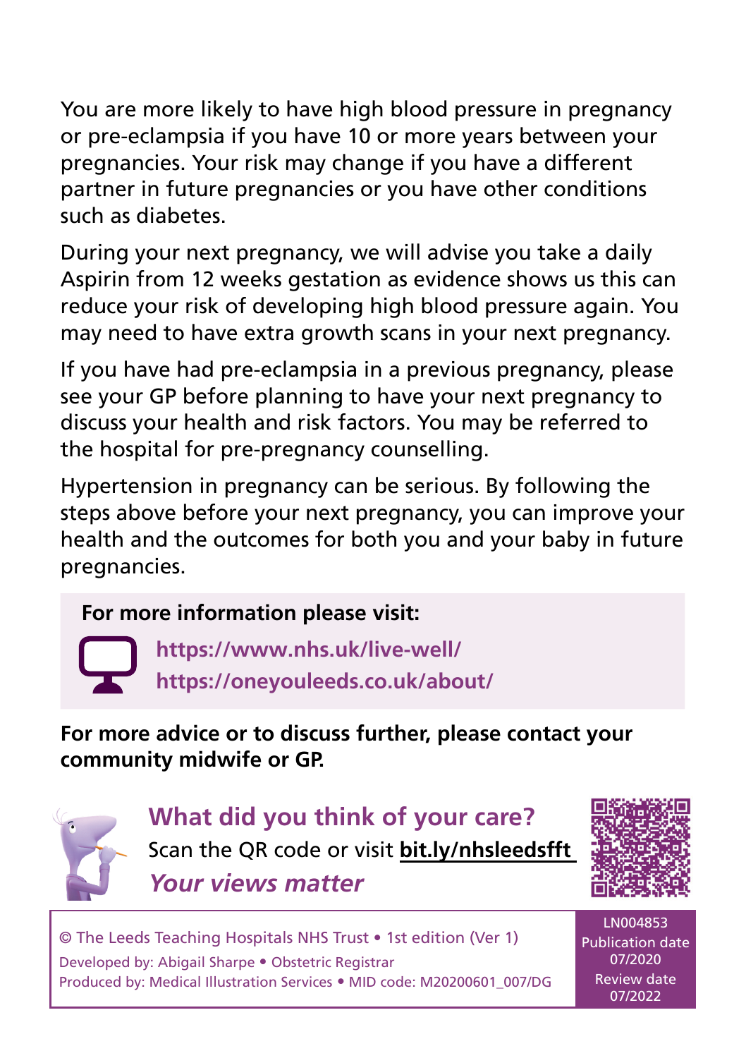You are more likely to have high blood pressure in pregnancy or pre-eclampsia if you have 10 or more years between your pregnancies. Your risk may change if you have a different partner in future pregnancies or you have other conditions such as diabetes.

During your next pregnancy, we will advise you take a daily Aspirin from 12 weeks gestation as evidence shows us this can reduce your risk of developing high blood pressure again. You may need to have extra growth scans in your next pregnancy.

If you have had pre-eclampsia in a previous pregnancy, please see your GP before planning to have your next pregnancy to discuss your health and risk factors. You may be referred to the hospital for pre-pregnancy counselling.

Hypertension in pregnancy can be serious. By following the steps above before your next pregnancy, you can improve your health and the outcomes for both you and your baby in future pregnancies.

**For more information please visit:**

**https://www.nhs.uk/live-well/**
**https://oneyouleeds.co.uk/about/**

**For more advice or to discuss further, please contact your community midwife or GP.**

**What did you think of your care?**
Scan the QR code or visit **bit.ly/nhsleedsfft**
***Your views matter***

© The Leeds Teaching Hospitals NHS Trust • 1st edition (Ver 1)
Developed by: Abigail Sharpe • Obstetric Registrar
Produced by: Medical Illustration Services • MID code: M20200601_007/DG

LN004853
Publication date 07/2020
Review date 07/2022